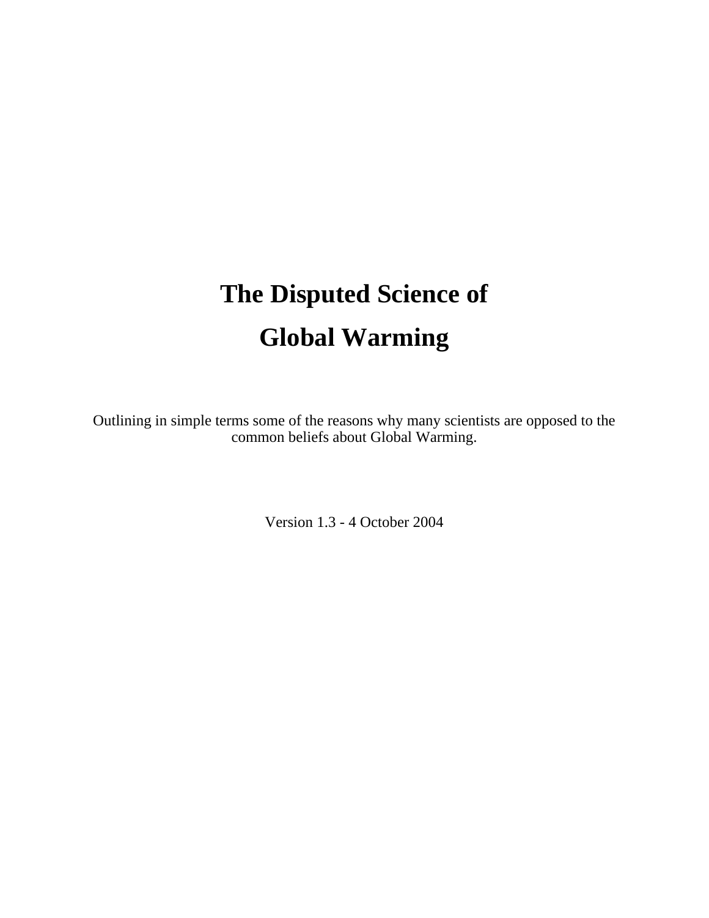# The Disputed Science of Global Warming

Outlining in simple terms some of the reasons why many scientists are opposed to the common beliefs about Global Warming.

Version 1.3 - 4 October 2004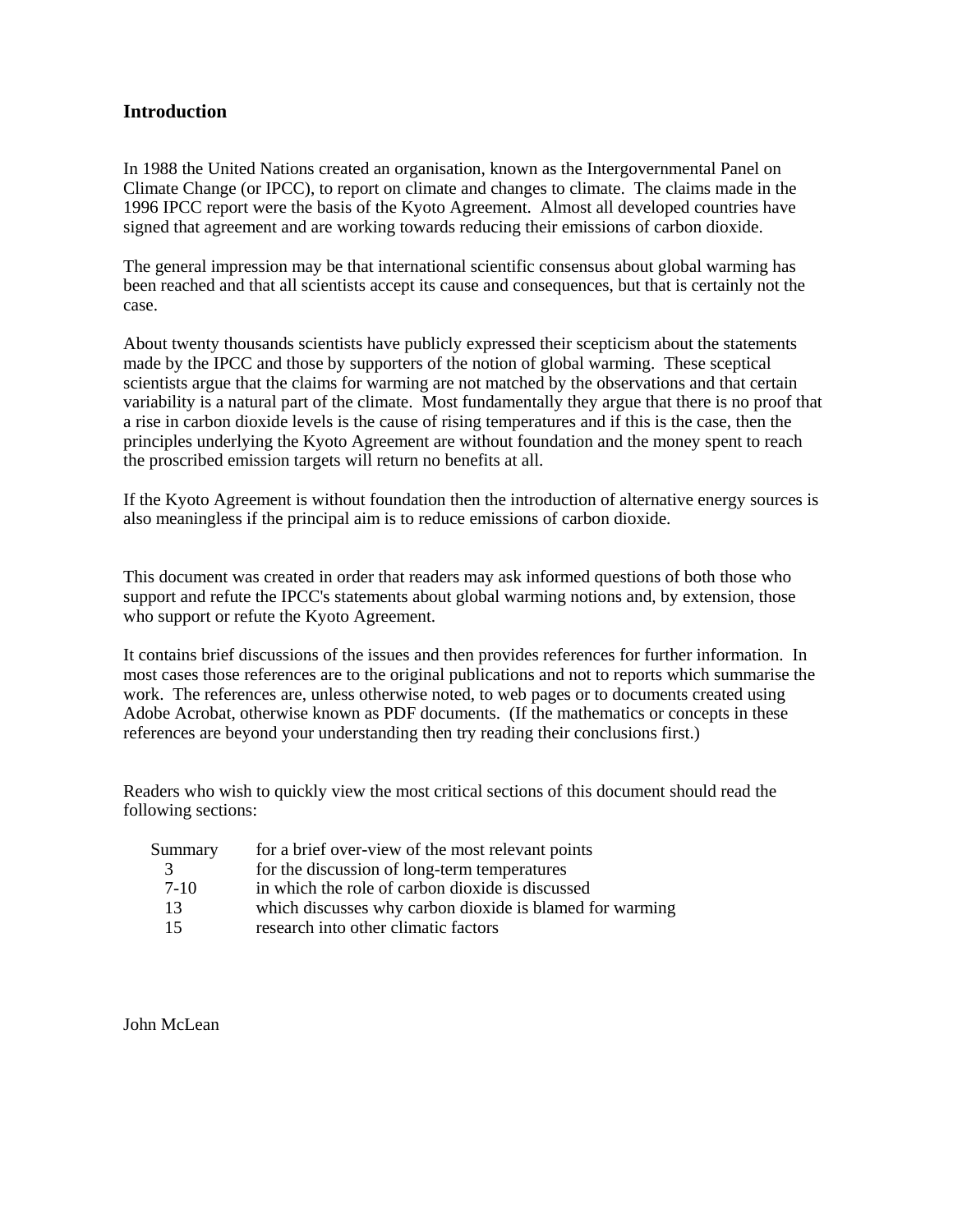## Introduction

In 1988 the United Nations created an organisation, known as the Intergovernmental Panel on Climate Change (or IPCC), to report on climate and changes to climate. The claims made in the 1996 IPCC report were the basis of the Kyoto Agreement. Almost all developed countries have signed that agreement and are working towards reducing their emissions of carbon dioxide.

The general impression may be that international scientific consensus about global warming has been reached and that all scientists accept its cause and consequences, but that is certainly not the case.

About twenty thousands scientists have publicly expressed their scepticism about the statements made by the IPCC and those by supporters of the notion of global warming. These sceptical scientists argue that the claims for warming are not matched by the observations and that certain variability is a natural part of the climate. Most fundamentally they argue that there is no proof that a rise in carbon dioxide levels is the cause of rising temperatures and if this is the case, then the principles underlying the Kyoto Agreement are without foundation and the money spent to reach the proscribed emission targets will return no benefits at all.

If the Kyoto Agreement is without foundation then the introduction of alternative energy sources is also meaningless if the principal aim is to reduce emissions of carbon dioxide.

This document was created in order that readers may ask informed questions of both those who support and refute the IPCC's statements about global warming notions and, by extension, those who support or refute the Kyoto Agreement.

It contains brief discussions of the issues and then provides references for further information. In most cases those references are to the original publications and not to reports which summarise the work. The references are, unless otherwise noted, to web pages or to documents created using Adobe Acrobat, otherwise known as PDF documents. (If the mathematics or concepts in these references are beyond your understanding then try reading their conclusions first.)

Readers who wish to quickly view the most critical sections of this document should read the following sections:

| | |
|---|---|
| Summary | for a brief over-view of the most relevant points |
| 3 | for the discussion of long-term temperatures |
| 7-10 | in which the role of carbon dioxide is discussed |
| 13 | which discusses why carbon dioxide is blamed for warming |
| 15 | research into other climatic factors |

John McLean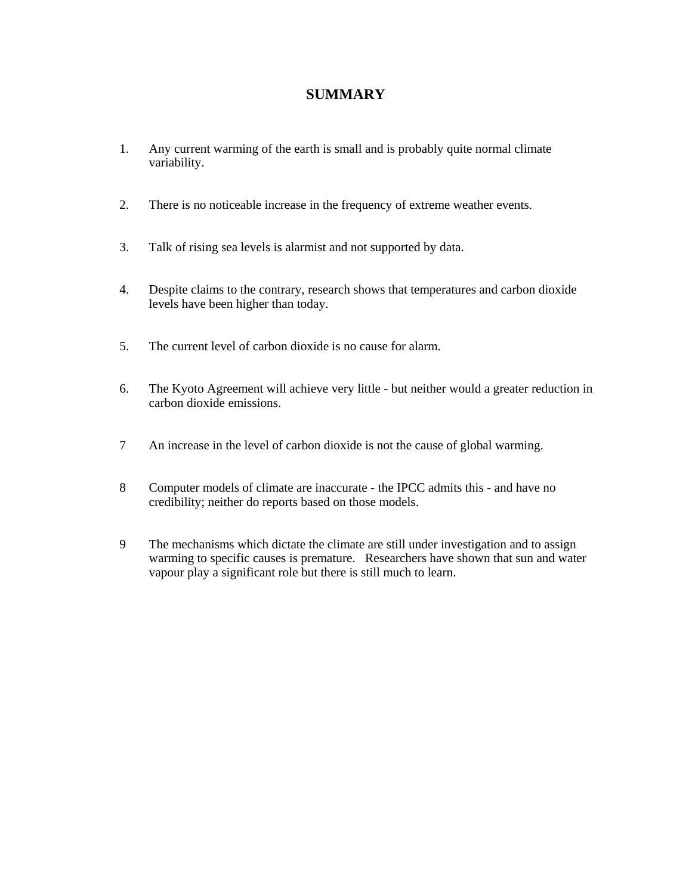# SUMMARY

1. Any current warming of the earth is small and is probably quite normal climate variability.

2. There is no noticeable increase in the frequency of extreme weather events.

3. Talk of rising sea levels is alarmist and not supported by data.

4. Despite claims to the contrary, research shows that temperatures and carbon dioxide levels have been higher than today.

5. The current level of carbon dioxide is no cause for alarm.

6. The Kyoto Agreement will achieve very little - but neither would a greater reduction in carbon dioxide emissions.

7 An increase in the level of carbon dioxide is not the cause of global warming.

8 Computer models of climate are inaccurate - the IPCC admits this - and have no credibility; neither do reports based on those models.

9 The mechanisms which dictate the climate are still under investigation and to assign warming to specific causes is premature. Researchers have shown that sun and water vapour play a significant role but there is still much to learn.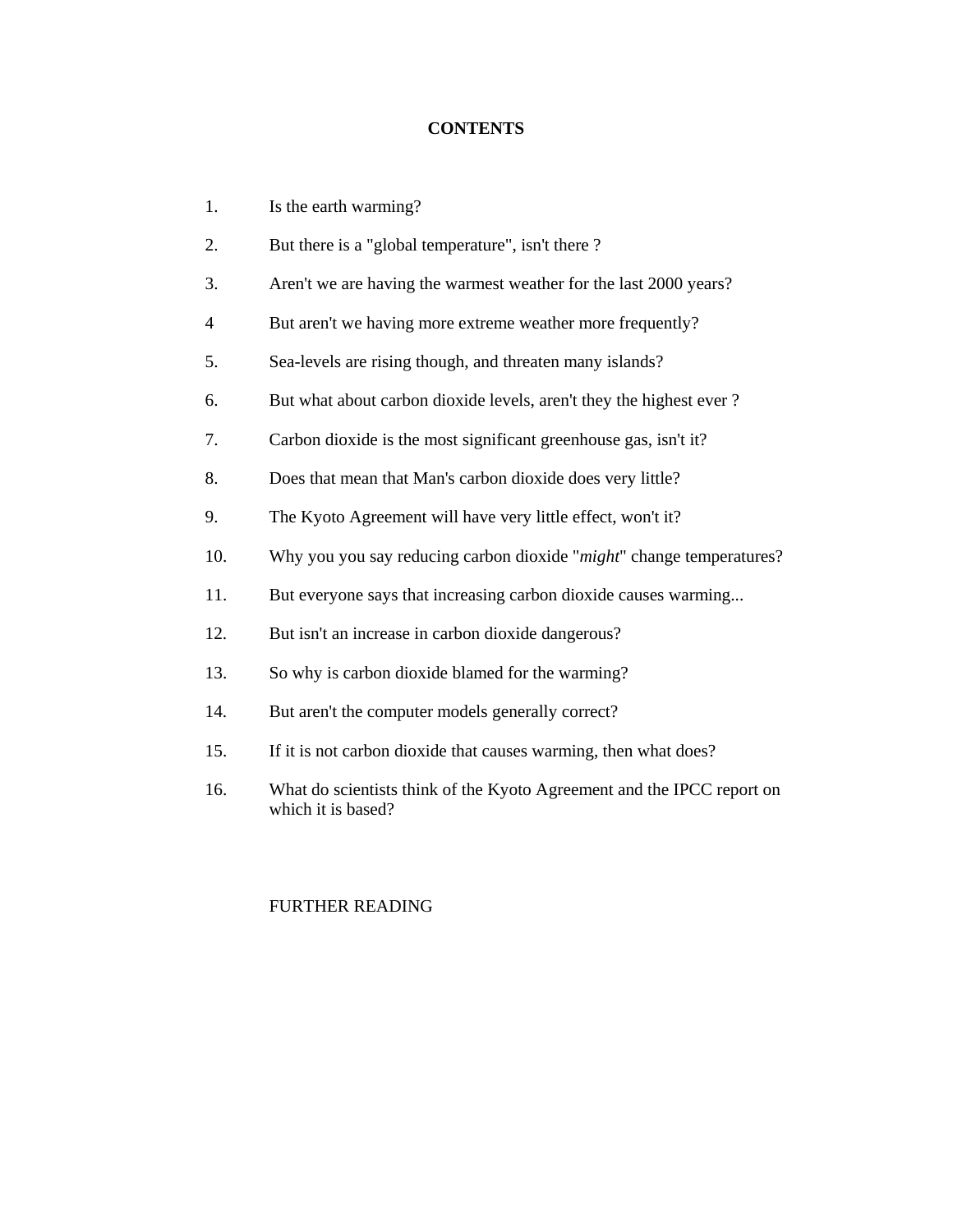# CONTENTS

1. Is the earth warming?
2. But there is a "global temperature", isn't there ?
3. Aren't we are having the warmest weather for the last 2000 years?
4 But aren't we having more extreme weather more frequently?
5. Sea-levels are rising though, and threaten many islands?
6. But what about carbon dioxide levels, aren't they the highest ever ?
7. Carbon dioxide is the most significant greenhouse gas, isn't it?
8. Does that mean that Man's carbon dioxide does very little?
9. The Kyoto Agreement will have very little effect, won't it?
10. Why you you say reducing carbon dioxide "*might*" change temperatures?
11. But everyone says that increasing carbon dioxide causes warming...
12. But isn't an increase in carbon dioxide dangerous?
13. So why is carbon dioxide blamed for the warming?
14. But aren't the computer models generally correct?
15. If it is not carbon dioxide that causes warming, then what does?
16. What do scientists think of the Kyoto Agreement and the IPCC report on which it is based?

FURTHER READING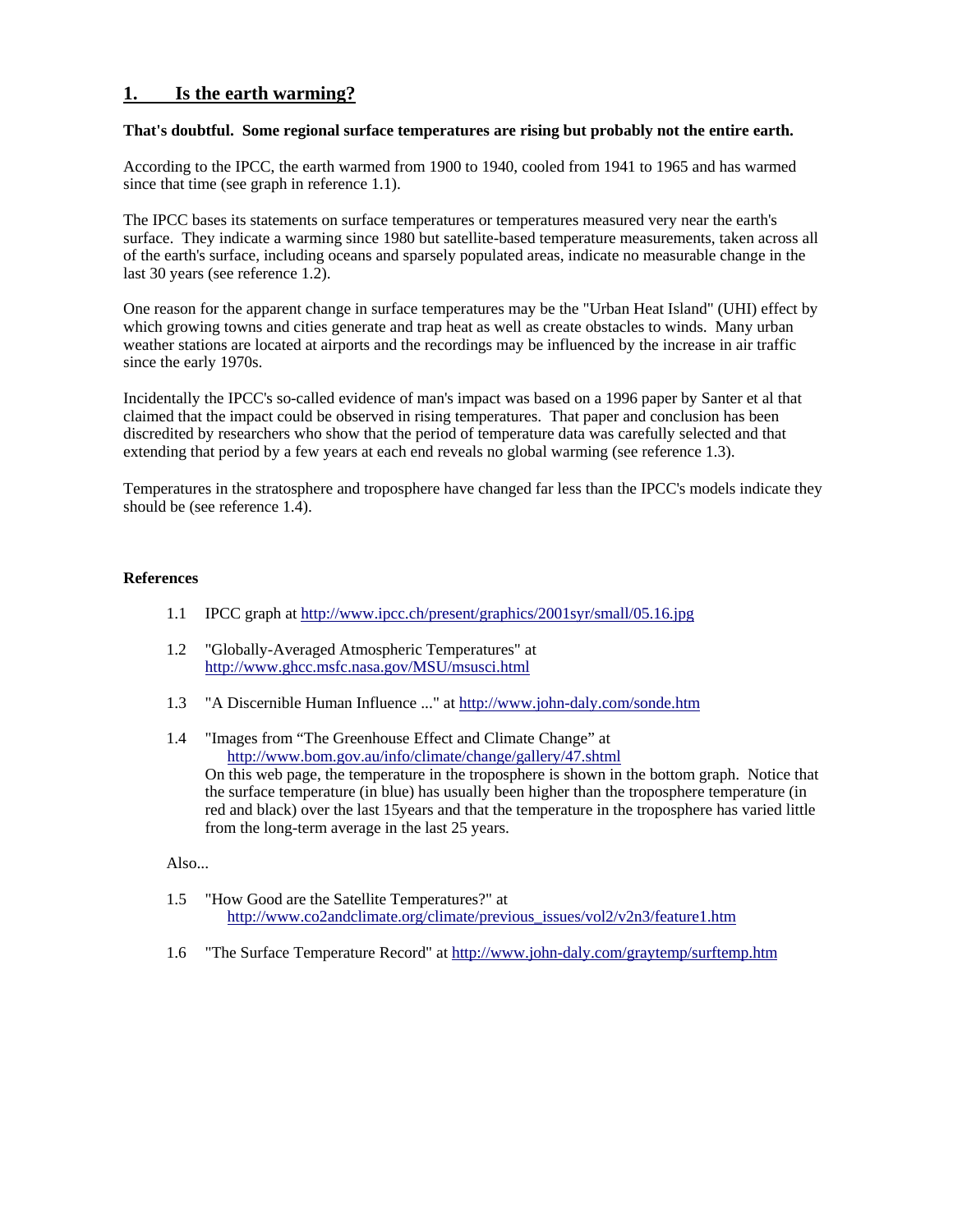## 1. Is the earth warming?

**That's doubtful. Some regional surface temperatures are rising but probably not the entire earth.**

According to the IPCC, the earth warmed from 1900 to 1940, cooled from 1941 to 1965 and has warmed since that time (see graph in reference 1.1).

The IPCC bases its statements on surface temperatures or temperatures measured very near the earth's surface. They indicate a warming since 1980 but satellite-based temperature measurements, taken across all of the earth's surface, including oceans and sparsely populated areas, indicate no measurable change in the last 30 years (see reference 1.2).

One reason for the apparent change in surface temperatures may be the "Urban Heat Island" (UHI) effect by which growing towns and cities generate and trap heat as well as create obstacles to winds. Many urban weather stations are located at airports and the recordings may be influenced by the increase in air traffic since the early 1970s.

Incidentally the IPCC's so-called evidence of man's impact was based on a 1996 paper by Santer et al that claimed that the impact could be observed in rising temperatures. That paper and conclusion has been discredited by researchers who show that the period of temperature data was carefully selected and that extending that period by a few years at each end reveals no global warming (see reference 1.3).

Temperatures in the stratosphere and troposphere have changed far less than the IPCC's models indicate they should be (see reference 1.4).

**References**

1.1 IPCC graph at http://www.ipcc.ch/present/graphics/2001syr/small/05.16.jpg

1.2 "Globally-Averaged Atmospheric Temperatures" at http://www.ghcc.msfc.nasa.gov/MSU/msusci.html

1.3 "A Discernible Human Influence ..." at http://www.john-daly.com/sonde.htm

1.4 "Images from "The Greenhouse Effect and Climate Change" at http://www.bom.gov.au/info/climate/change/gallery/47.shtml
On this web page, the temperature in the troposphere is shown in the bottom graph. Notice that the surface temperature (in blue) has usually been higher than the troposphere temperature (in red and black) over the last 15years and that the temperature in the troposphere has varied little from the long-term average in the last 25 years.

Also...

1.5 "How Good are the Satellite Temperatures?" at http://www.co2andclimate.org/climate/previous_issues/vol2/v2n3/feature1.htm

1.6 "The Surface Temperature Record" at http://www.john-daly.com/graytemp/surftemp.htm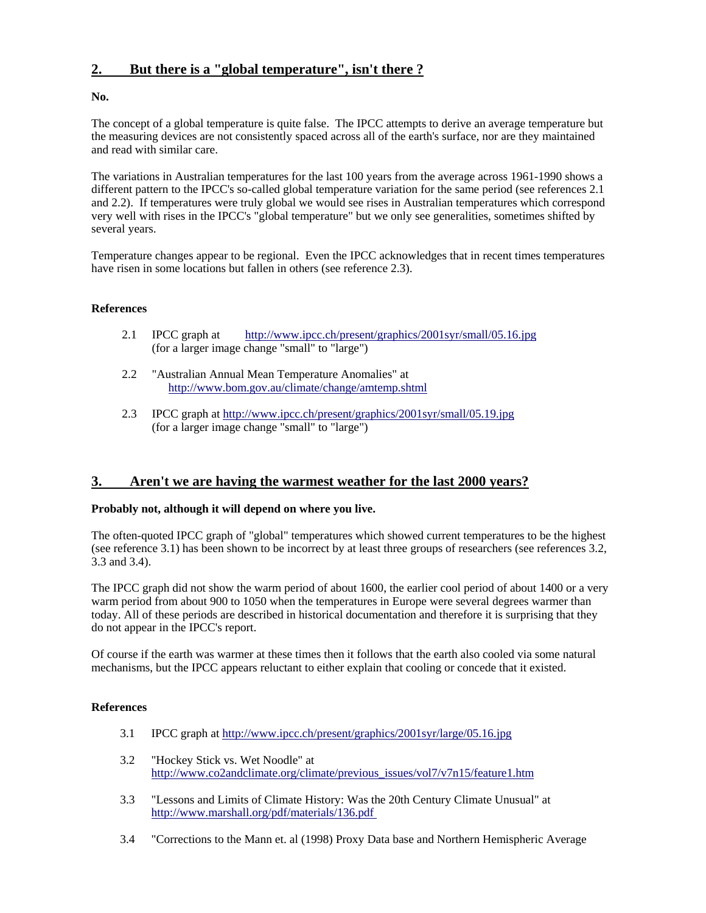## 2. But there is a "global temperature", isn't there ?

**No.**

The concept of a global temperature is quite false. The IPCC attempts to derive an average temperature but the measuring devices are not consistently spaced across all of the earth's surface, nor are they maintained and read with similar care.

The variations in Australian temperatures for the last 100 years from the average across 1961-1990 shows a different pattern to the IPCC's so-called global temperature variation for the same period (see references 2.1 and 2.2). If temperatures were truly global we would see rises in Australian temperatures which correspond very well with rises in the IPCC's "global temperature" but we only see generalities, sometimes shifted by several years.

Temperature changes appear to be regional. Even the IPCC acknowledges that in recent times temperatures have risen in some locations but fallen in others (see reference 2.3).

**References**

2.1 IPCC graph at http://www.ipcc.ch/present/graphics/2001syr/small/05.16.jpg
(for a larger image change "small" to "large")

2.2 "Australian Annual Mean Temperature Anomalies" at
http://www.bom.gov.au/climate/change/amtemp.shtml

2.3 IPCC graph at http://www.ipcc.ch/present/graphics/2001syr/small/05.19.jpg
(for a larger image change "small" to "large")

## 3. Aren't we are having the warmest weather for the last 2000 years?

**Probably not, although it will depend on where you live.**

The often-quoted IPCC graph of "global" temperatures which showed current temperatures to be the highest (see reference 3.1) has been shown to be incorrect by at least three groups of researchers (see references 3.2, 3.3 and 3.4).

The IPCC graph did not show the warm period of about 1600, the earlier cool period of about 1400 or a very warm period from about 900 to 1050 when the temperatures in Europe were several degrees warmer than today. All of these periods are described in historical documentation and therefore it is surprising that they do not appear in the IPCC's report.

Of course if the earth was warmer at these times then it follows that the earth also cooled via some natural mechanisms, but the IPCC appears reluctant to either explain that cooling or concede that it existed.

**References**

3.1 IPCC graph at http://www.ipcc.ch/present/graphics/2001syr/large/05.16.jpg

3.2 "Hockey Stick vs. Wet Noodle" at
http://www.co2andclimate.org/climate/previous_issues/vol7/v7n15/feature1.htm

3.3 "Lessons and Limits of Climate History: Was the 20th Century Climate Unusual" at
http://www.marshall.org/pdf/materials/136.pdf

3.4 "Corrections to the Mann et. al (1998) Proxy Data base and Northern Hemispheric Average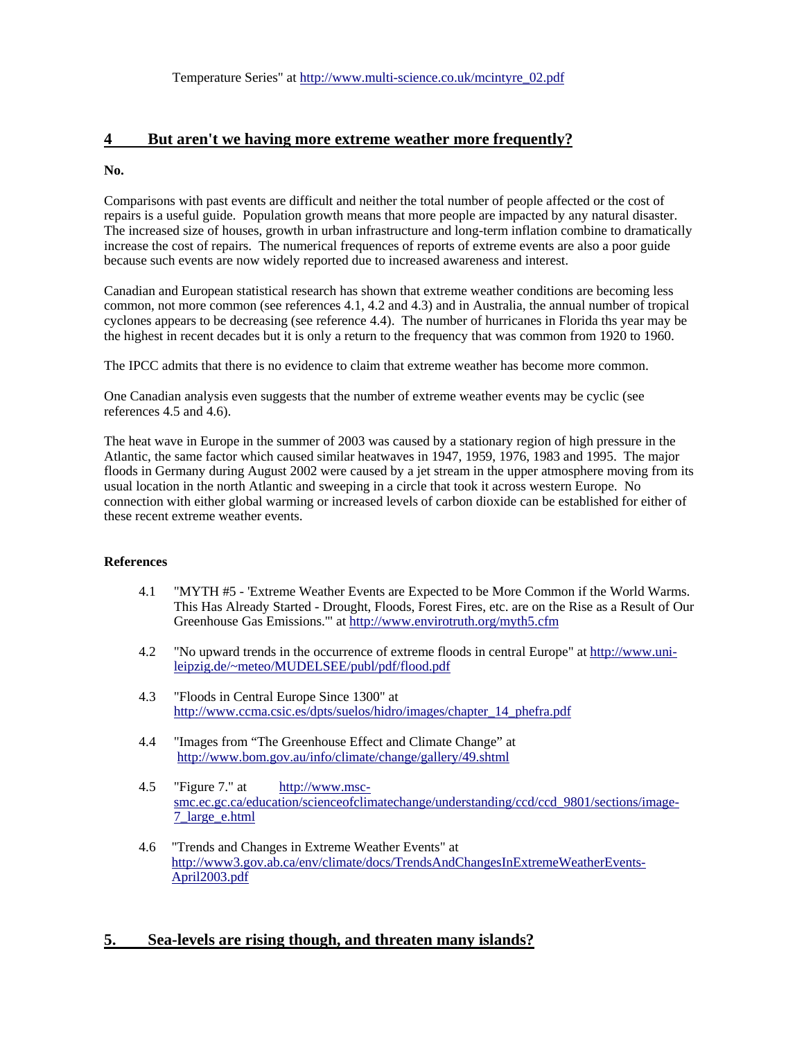Temperature Series" at http://www.multi-science.co.uk/mcintyre_02.pdf

## 4 But aren't we having more extreme weather more frequently?

**No.**

Comparisons with past events are difficult and neither the total number of people affected or the cost of repairs is a useful guide. Population growth means that more people are impacted by any natural disaster. The increased size of houses, growth in urban infrastructure and long-term inflation combine to dramatically increase the cost of repairs. The numerical frequences of reports of extreme events are also a poor guide because such events are now widely reported due to increased awareness and interest.

Canadian and European statistical research has shown that extreme weather conditions are becoming less common, not more common (see references 4.1, 4.2 and 4.3) and in Australia, the annual number of tropical cyclones appears to be decreasing (see reference 4.4). The number of hurricanes in Florida ths year may be the highest in recent decades but it is only a return to the frequency that was common from 1920 to 1960.

The IPCC admits that there is no evidence to claim that extreme weather has become more common.

One Canadian analysis even suggests that the number of extreme weather events may be cyclic (see references 4.5 and 4.6).

The heat wave in Europe in the summer of 2003 was caused by a stationary region of high pressure in the Atlantic, the same factor which caused similar heatwaves in 1947, 1959, 1976, 1983 and 1995. The major floods in Germany during August 2002 were caused by a jet stream in the upper atmosphere moving from its usual location in the north Atlantic and sweeping in a circle that took it across western Europe. No connection with either global warming or increased levels of carbon dioxide can be established for either of these recent extreme weather events.

### References

4.1 "MYTH #5 - 'Extreme Weather Events are Expected to be More Common if the World Warms. This Has Already Started - Drought, Floods, Forest Fires, etc. are on the Rise as a Result of Our Greenhouse Gas Emissions.'" at http://www.envirotruth.org/myth5.cfm

4.2 "No upward trends in the occurrence of extreme floods in central Europe" at http://www.uni-leipzig.de/~meteo/MUDELSEE/publ/pdf/flood.pdf

4.3 "Floods in Central Europe Since 1300" at http://www.ccma.csic.es/dpts/suelos/hidro/images/chapter_14_phefra.pdf

4.4 "Images from "The Greenhouse Effect and Climate Change" at http://www.bom.gov.au/info/climate/change/gallery/49.shtml

4.5 "Figure 7." at http://www.msc-smc.ec.gc.ca/education/scienceofclimatechange/understanding/ccd/ccd_9801/sections/image-7_large_e.html

4.6 "Trends and Changes in Extreme Weather Events" at http://www3.gov.ab.ca/env/climate/docs/TrendsAndChangesInExtremeWeatherEvents-April2003.pdf

## 5. Sea-levels are rising though, and threaten many islands?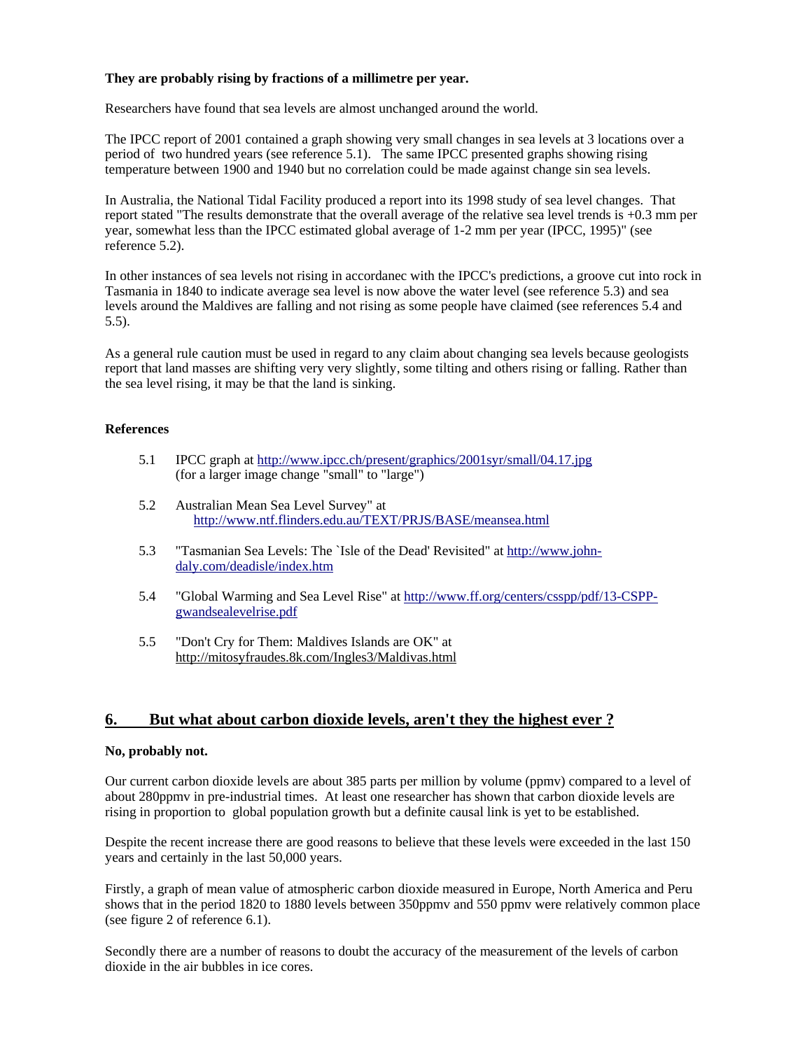**They are probably rising by fractions of a millimetre per year.**

Researchers have found that sea levels are almost unchanged around the world.

The IPCC report of 2001 contained a graph showing very small changes in sea levels at 3 locations over a period of two hundred years (see reference 5.1). The same IPCC presented graphs showing rising temperature between 1900 and 1940 but no correlation could be made against change sin sea levels.

In Australia, the National Tidal Facility produced a report into its 1998 study of sea level changes. That report stated "The results demonstrate that the overall average of the relative sea level trends is +0.3 mm per year, somewhat less than the IPCC estimated global average of 1-2 mm per year (IPCC, 1995)" (see reference 5.2).

In other instances of sea levels not rising in accordanec with the IPCC's predictions, a groove cut into rock in Tasmania in 1840 to indicate average sea level is now above the water level (see reference 5.3) and sea levels around the Maldives are falling and not rising as some people have claimed (see references 5.4 and 5.5).

As a general rule caution must be used in regard to any claim about changing sea levels because geologists report that land masses are shifting very very slightly, some tilting and others rising or falling. Rather than the sea level rising, it may be that the land is sinking.

**References**

5.1 IPCC graph at http://www.ipcc.ch/present/graphics/2001syr/small/04.17.jpg (for a larger image change "small" to "large")

5.2 Australian Mean Sea Level Survey" at http://www.ntf.flinders.edu.au/TEXT/PRJS/BASE/meansea.html

5.3 "Tasmanian Sea Levels: The `Isle of the Dead' Revisited" at http://www.john-daly.com/deadisle/index.htm

5.4 "Global Warming and Sea Level Rise" at http://www.ff.org/centers/csspp/pdf/13-CSPP-gwandsealevelrise.pdf

5.5 "Don't Cry for Them: Maldives Islands are OK" at http://mitosyfraudes.8k.com/Ingles3/Maldivas.html

## 6. But what about carbon dioxide levels, aren't they the highest ever ?

**No, probably not.**

Our current carbon dioxide levels are about 385 parts per million by volume (ppmv) compared to a level of about 280ppmv in pre-industrial times. At least one researcher has shown that carbon dioxide levels are rising in proportion to global population growth but a definite causal link is yet to be established.

Despite the recent increase there are good reasons to believe that these levels were exceeded in the last 150 years and certainly in the last 50,000 years.

Firstly, a graph of mean value of atmospheric carbon dioxide measured in Europe, North America and Peru shows that in the period 1820 to 1880 levels between 350ppmv and 550 ppmv were relatively common place (see figure 2 of reference 6.1).

Secondly there are a number of reasons to doubt the accuracy of the measurement of the levels of carbon dioxide in the air bubbles in ice cores.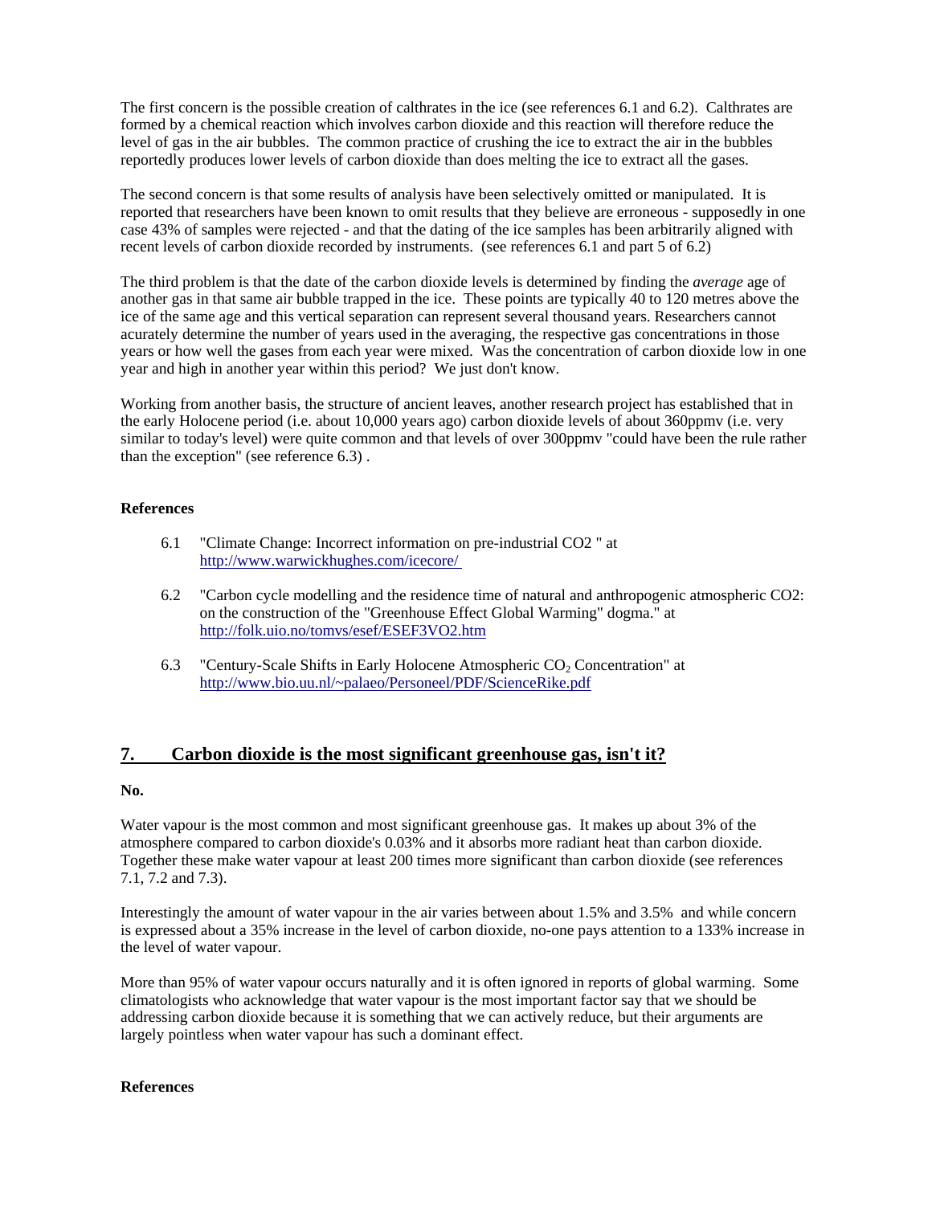The first concern is the possible creation of calthrates in the ice (see references 6.1 and 6.2). Calthrates are formed by a chemical reaction which involves carbon dioxide and this reaction will therefore reduce the level of gas in the air bubbles. The common practice of crushing the ice to extract the air in the bubbles reportedly produces lower levels of carbon dioxide than does melting the ice to extract all the gases.

The second concern is that some results of analysis have been selectively omitted or manipulated. It is reported that researchers have been known to omit results that they believe are erroneous - supposedly in one case 43% of samples were rejected - and that the dating of the ice samples has been arbitrarily aligned with recent levels of carbon dioxide recorded by instruments. (see references 6.1 and part 5 of 6.2)

The third problem is that the date of the carbon dioxide levels is determined by finding the *average* age of another gas in that same air bubble trapped in the ice. These points are typically 40 to 120 metres above the ice of the same age and this vertical separation can represent several thousand years. Researchers cannot acurately determine the number of years used in the averaging, the respective gas concentrations in those years or how well the gases from each year were mixed. Was the concentration of carbon dioxide low in one year and high in another year within this period? We just don't know.

Working from another basis, the structure of ancient leaves, another research project has established that in the early Holocene period (i.e. about 10,000 years ago) carbon dioxide levels of about 360ppmv (i.e. very similar to today's level) were quite common and that levels of over 300ppmv "could have been the rule rather than the exception" (see reference 6.3) .

**References**

6.1 "Climate Change: Incorrect information on pre-industrial CO2 " at http://www.warwickhughes.com/icecore/

6.2 "Carbon cycle modelling and the residence time of natural and anthropogenic atmospheric CO2: on the construction of the "Greenhouse Effect Global Warming" dogma." at http://folk.uio.no/tomvs/esef/ESEF3VO2.htm

6.3 "Century-Scale Shifts in Early Holocene Atmospheric $CO_2$ Concentration" at http://www.bio.uu.nl/~palaeo/Personeel/PDF/ScienceRike.pdf

## 7. Carbon dioxide is the most significant greenhouse gas, isn't it?

**No.**

Water vapour is the most common and most significant greenhouse gas. It makes up about 3% of the atmosphere compared to carbon dioxide's 0.03% and it absorbs more radiant heat than carbon dioxide. Together these make water vapour at least 200 times more significant than carbon dioxide (see references 7.1, 7.2 and 7.3).

Interestingly the amount of water vapour in the air varies between about 1.5% and 3.5% and while concern is expressed about a 35% increase in the level of carbon dioxide, no-one pays attention to a 133% increase in the level of water vapour.

More than 95% of water vapour occurs naturally and it is often ignored in reports of global warming. Some climatologists who acknowledge that water vapour is the most important factor say that we should be addressing carbon dioxide because it is something that we can actively reduce, but their arguments are largely pointless when water vapour has such a dominant effect.

**References**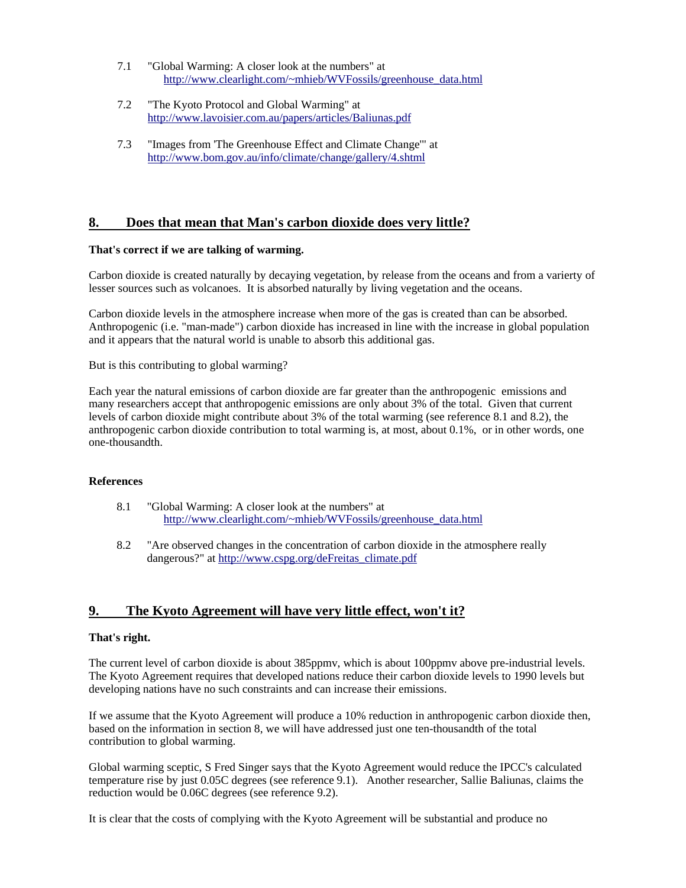7.1 "Global Warming: A closer look at the numbers" at http://www.clearlight.com/~mhieb/WVFossils/greenhouse_data.html

7.2 "The Kyoto Protocol and Global Warming" at http://www.lavoisier.com.au/papers/articles/Baliunas.pdf

7.3 "Images from 'The Greenhouse Effect and Climate Change'" at http://www.bom.gov.au/info/climate/change/gallery/4.shtml

## 8. Does that mean that Man's carbon dioxide does very little?

**That's correct if we are talking of warming.**

Carbon dioxide is created naturally by decaying vegetation, by release from the oceans and from a varierty of lesser sources such as volcanoes. It is absorbed naturally by living vegetation and the oceans.

Carbon dioxide levels in the atmosphere increase when more of the gas is created than can be absorbed. Anthropogenic (i.e. "man-made") carbon dioxide has increased in line with the increase in global population and it appears that the natural world is unable to absorb this additional gas.

But is this contributing to global warming?

Each year the natural emissions of carbon dioxide are far greater than the anthropogenic emissions and many researchers accept that anthropogenic emissions are only about 3% of the total. Given that current levels of carbon dioxide might contribute about 3% of the total warming (see reference 8.1 and 8.2), the anthropogenic carbon dioxide contribution to total warming is, at most, about 0.1%, or in other words, one one-thousandth.

**References**

8.1 "Global Warming: A closer look at the numbers" at http://www.clearlight.com/~mhieb/WVFossils/greenhouse_data.html

8.2 "Are observed changes in the concentration of carbon dioxide in the atmosphere really dangerous?" at http://www.cspg.org/deFreitas_climate.pdf

## 9. The Kyoto Agreement will have very little effect, won't it?

**That's right.**

The current level of carbon dioxide is about 385ppmv, which is about 100ppmv above pre-industrial levels. The Kyoto Agreement requires that developed nations reduce their carbon dioxide levels to 1990 levels but developing nations have no such constraints and can increase their emissions.

If we assume that the Kyoto Agreement will produce a 10% reduction in anthropogenic carbon dioxide then, based on the information in section 8, we will have addressed just one ten-thousandth of the total contribution to global warming.

Global warming sceptic, S Fred Singer says that the Kyoto Agreement would reduce the IPCC's calculated temperature rise by just 0.05C degrees (see reference 9.1). Another researcher, Sallie Baliunas, claims the reduction would be 0.06C degrees (see reference 9.2).

It is clear that the costs of complying with the Kyoto Agreement will be substantial and produce no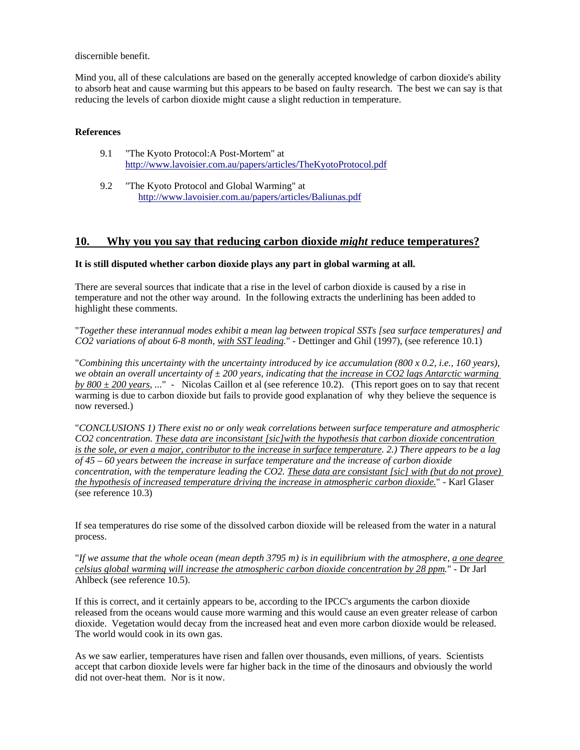discernible benefit.

Mind you, all of these calculations are based on the generally accepted knowledge of carbon dioxide's ability to absorb heat and cause warming but this appears to be based on faulty research. The best we can say is that reducing the levels of carbon dioxide might cause a slight reduction in temperature.

**References**

9.1 "The Kyoto Protocol:A Post-Mortem" at http://www.lavoisier.com.au/papers/articles/TheKyotoProtocol.pdf

9.2 "The Kyoto Protocol and Global Warming" at http://www.lavoisier.com.au/papers/articles/Baliunas.pdf

## 10. Why you you say that reducing carbon dioxide *might* reduce temperatures?

**It is still disputed whether carbon dioxide plays any part in global warming at all.**

There are several sources that indicate that a rise in the level of carbon dioxide is caused by a rise in temperature and not the other way around. In the following extracts the underlining has been added to highlight these comments.

"*Together these interannual modes exhibit a mean lag between tropical SSTs [sea surface temperatures] and CO2 variations of about 6-8 month, with SST leading.*" - Dettinger and Ghil (1997), (see reference 10.1)

"*Combining this uncertainty with the uncertainty introduced by ice accumulation (800 x 0.2, i.e., 160 years), we obtain an overall uncertainty of ± 200 years, indicating that the increase in CO2 lags Antarctic warming by 800 ± 200 years, ...*" - Nicolas Caillon et al (see reference 10.2). (This report goes on to say that recent warming is due to carbon dioxide but fails to provide good explanation of why they believe the sequence is now reversed.)

"*CONCLUSIONS 1) There exist no or only weak correlations between surface temperature and atmospheric CO2 concentration. These data are inconsistant [sic]with the hypothesis that carbon dioxide concentration is the sole, or even a major, contributor to the increase in surface temperature. 2.) There appears to be a lag of 45 – 60 years between the increase in surface temperature and the increase of carbon dioxide concentration, with the temperature leading the CO2. These data are consistant [sic] with (but do not prove) the hypothesis of increased temperature driving the increase in atmospheric carbon dioxide.*" - Karl Glaser (see reference 10.3)

If sea temperatures do rise some of the dissolved carbon dioxide will be released from the water in a natural process.

"*If we assume that the whole ocean (mean depth 3795 m) is in equilibrium with the atmosphere, a one degree celsius global warming will increase the atmospheric carbon dioxide concentration by 28 ppm.*" - Dr Jarl Ahlbeck (see reference 10.5).

If this is correct, and it certainly appears to be, according to the IPCC's arguments the carbon dioxide released from the oceans would cause more warming and this would cause an even greater release of carbon dioxide. Vegetation would decay from the increased heat and even more carbon dioxide would be released. The world would cook in its own gas.

As we saw earlier, temperatures have risen and fallen over thousands, even millions, of years. Scientists accept that carbon dioxide levels were far higher back in the time of the dinosaurs and obviously the world did not over-heat them. Nor is it now.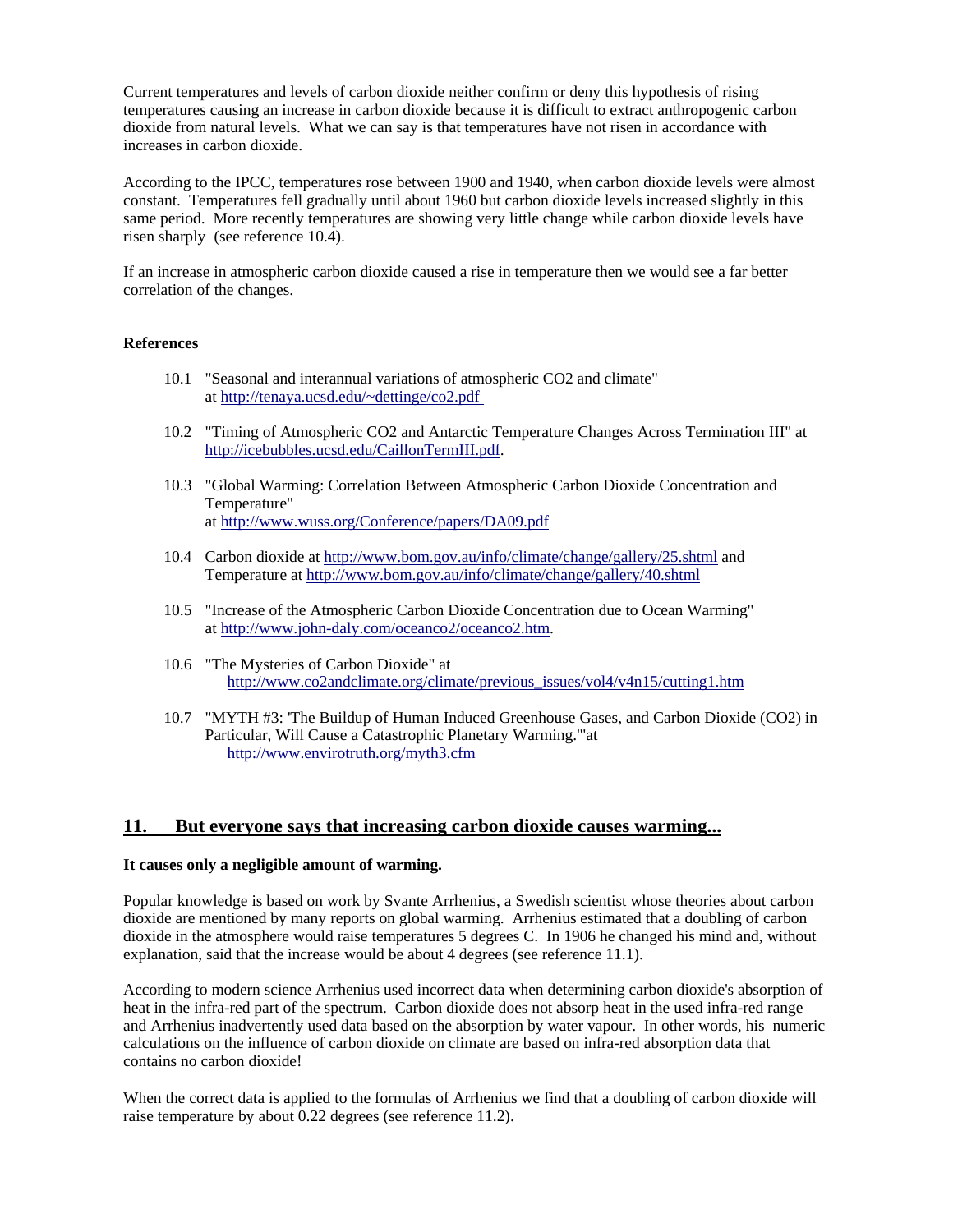Current temperatures and levels of carbon dioxide neither confirm or deny this hypothesis of rising temperatures causing an increase in carbon dioxide because it is difficult to extract anthropogenic carbon dioxide from natural levels. What we can say is that temperatures have not risen in accordance with increases in carbon dioxide.

According to the IPCC, temperatures rose between 1900 and 1940, when carbon dioxide levels were almost constant. Temperatures fell gradually until about 1960 but carbon dioxide levels increased slightly in this same period. More recently temperatures are showing very little change while carbon dioxide levels have risen sharply (see reference 10.4).

If an increase in atmospheric carbon dioxide caused a rise in temperature then we would see a far better correlation of the changes.

**References**

10.1 "Seasonal and interannual variations of atmospheric CO2 and climate" at http://tenaya.ucsd.edu/~dettinge/co2.pdf

10.2 "Timing of Atmospheric CO2 and Antarctic Temperature Changes Across Termination III" at http://icebubbles.ucsd.edu/CaillonTermIII.pdf.

10.3 "Global Warming: Correlation Between Atmospheric Carbon Dioxide Concentration and Temperature" at http://www.wuss.org/Conference/papers/DA09.pdf

10.4 Carbon dioxide at http://www.bom.gov.au/info/climate/change/gallery/25.shtml and Temperature at http://www.bom.gov.au/info/climate/change/gallery/40.shtml

10.5 "Increase of the Atmospheric Carbon Dioxide Concentration due to Ocean Warming" at http://www.john-daly.com/oceanco2/oceanco2.htm.

10.6 "The Mysteries of Carbon Dioxide" at http://www.co2andclimate.org/climate/previous_issues/vol4/v4n15/cutting1.htm

10.7 "MYTH #3: 'The Buildup of Human Induced Greenhouse Gases, and Carbon Dioxide (CO2) in Particular, Will Cause a Catastrophic Planetary Warming.'"at http://www.envirotruth.org/myth3.cfm

## 11. But everyone says that increasing carbon dioxide causes warming...

**It causes only a negligible amount of warming.**

Popular knowledge is based on work by Svante Arrhenius, a Swedish scientist whose theories about carbon dioxide are mentioned by many reports on global warming. Arrhenius estimated that a doubling of carbon dioxide in the atmosphere would raise temperatures 5 degrees C. In 1906 he changed his mind and, without explanation, said that the increase would be about 4 degrees (see reference 11.1).

According to modern science Arrhenius used incorrect data when determining carbon dioxide's absorption of heat in the infra-red part of the spectrum. Carbon dioxide does not absorp heat in the used infra-red range and Arrhenius inadvertently used data based on the absorption by water vapour. In other words, his numeric calculations on the influence of carbon dioxide on climate are based on infra-red absorption data that contains no carbon dioxide!

When the correct data is applied to the formulas of Arrhenius we find that a doubling of carbon dioxide will raise temperature by about 0.22 degrees (see reference 11.2).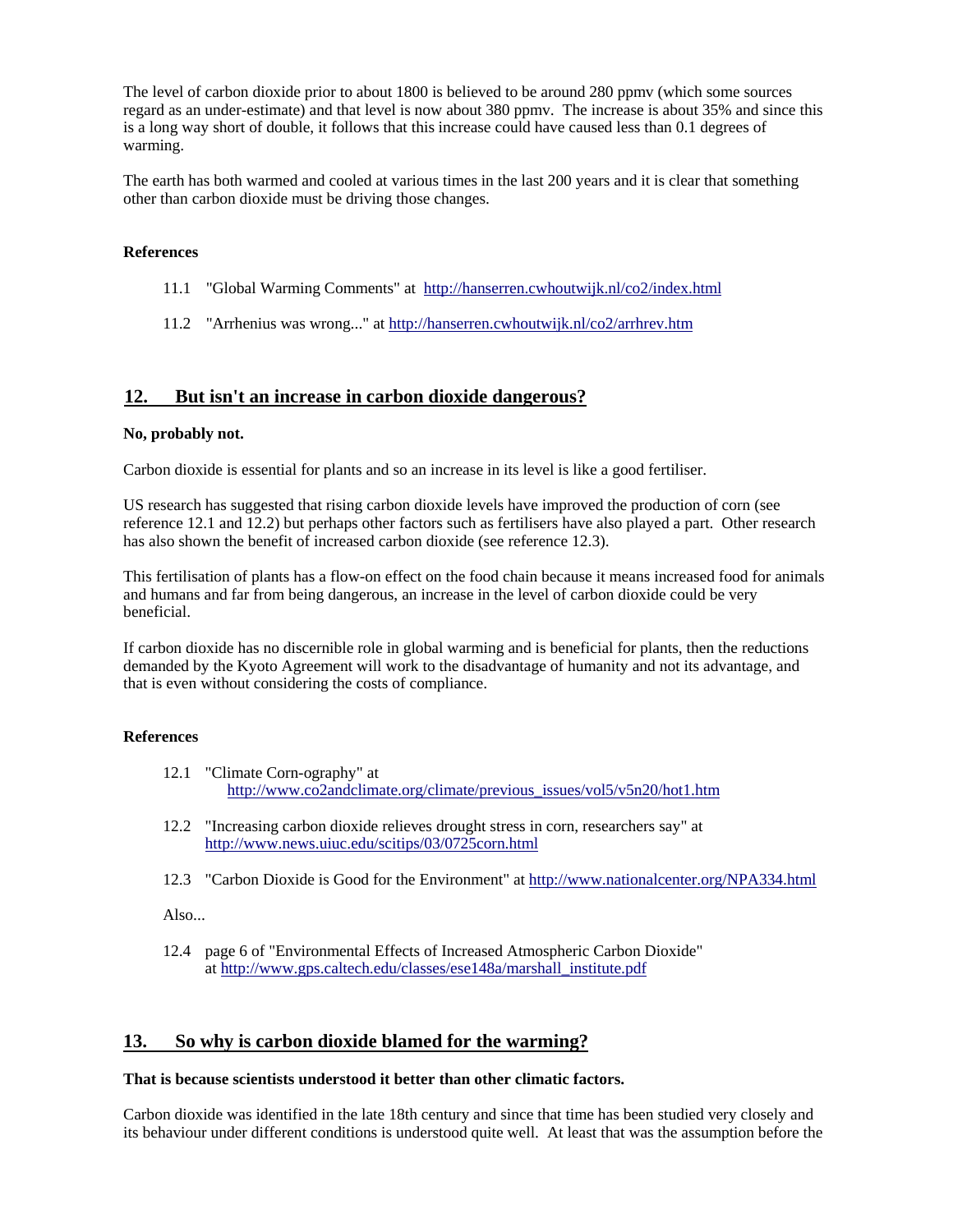The level of carbon dioxide prior to about 1800 is believed to be around 280 ppmv (which some sources regard as an under-estimate) and that level is now about 380 ppmv. The increase is about 35% and since this is a long way short of double, it follows that this increase could have caused less than 0.1 degrees of warming.

The earth has both warmed and cooled at various times in the last 200 years and it is clear that something other than carbon dioxide must be driving those changes.

**References**

11.1 "Global Warming Comments" at http://hanserren.cwhoutwijk.nl/co2/index.html

11.2 "Arrhenius was wrong..." at http://hanserren.cwhoutwijk.nl/co2/arrhrev.htm

## 12. But isn't an increase in carbon dioxide dangerous?

**No, probably not.**

Carbon dioxide is essential for plants and so an increase in its level is like a good fertiliser.

US research has suggested that rising carbon dioxide levels have improved the production of corn (see reference 12.1 and 12.2) but perhaps other factors such as fertilisers have also played a part. Other research has also shown the benefit of increased carbon dioxide (see reference 12.3).

This fertilisation of plants has a flow-on effect on the food chain because it means increased food for animals and humans and far from being dangerous, an increase in the level of carbon dioxide could be very beneficial.

If carbon dioxide has no discernible role in global warming and is beneficial for plants, then the reductions demanded by the Kyoto Agreement will work to the disadvantage of humanity and not its advantage, and that is even without considering the costs of compliance.

**References**

12.1 "Climate Corn-ography" at http://www.co2andclimate.org/climate/previous_issues/vol5/v5n20/hot1.htm

12.2 "Increasing carbon dioxide relieves drought stress in corn, researchers say" at http://www.news.uiuc.edu/scitips/03/0725corn.html

12.3 "Carbon Dioxide is Good for the Environment" at http://www.nationalcenter.org/NPA334.html

Also...

12.4 page 6 of "Environmental Effects of Increased Atmospheric Carbon Dioxide" at http://www.gps.caltech.edu/classes/ese148a/marshall_institute.pdf

## 13. So why is carbon dioxide blamed for the warming?

**That is because scientists understood it better than other climatic factors.**

Carbon dioxide was identified in the late 18th century and since that time has been studied very closely and its behaviour under different conditions is understood quite well. At least that was the assumption before the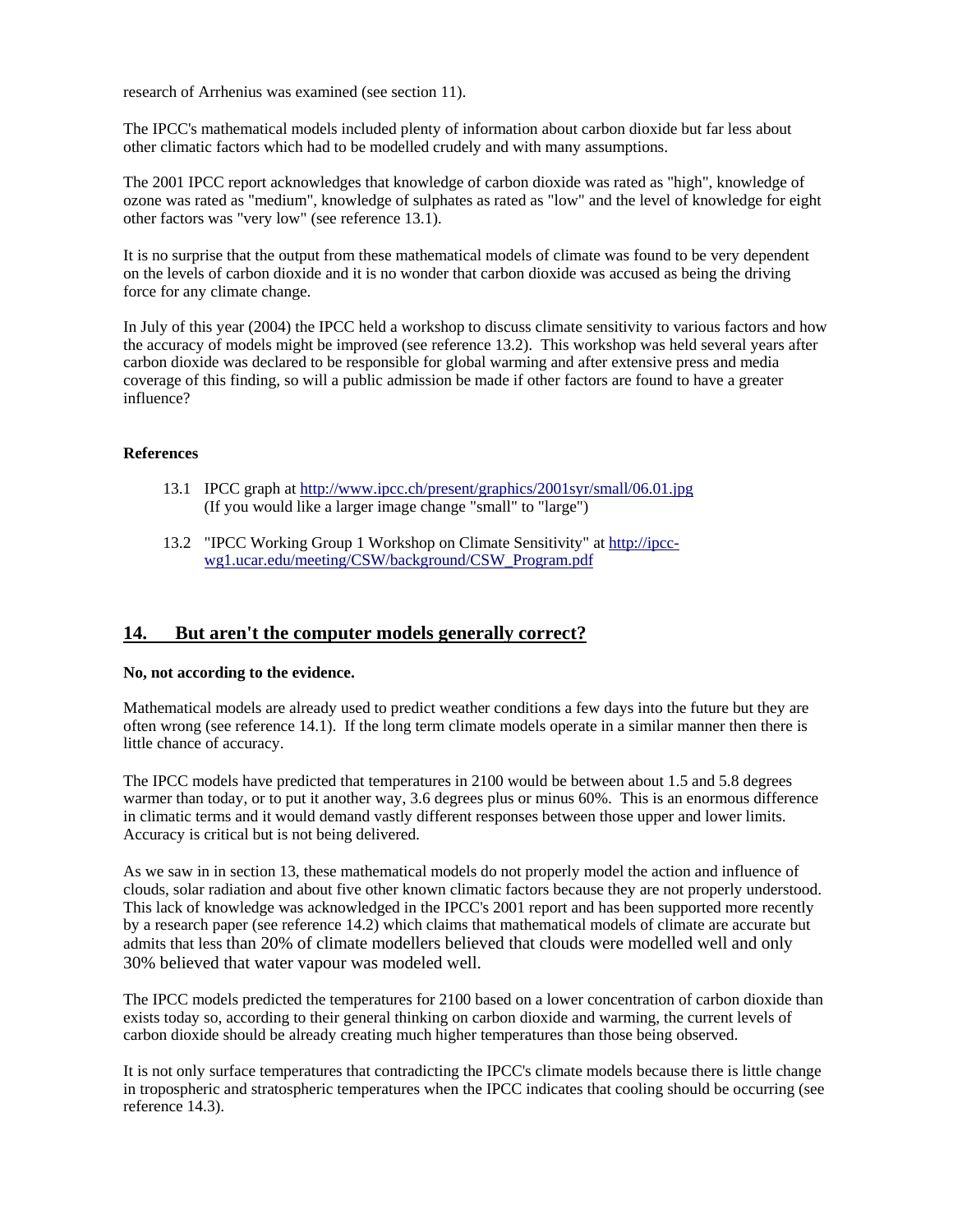research of Arrhenius was examined (see section 11).

The IPCC's mathematical models included plenty of information about carbon dioxide but far less about other climatic factors which had to be modelled crudely and with many assumptions.

The 2001 IPCC report acknowledges that knowledge of carbon dioxide was rated as "high", knowledge of ozone was rated as "medium", knowledge of sulphates as rated as "low" and the level of knowledge for eight other factors was "very low" (see reference 13.1).

It is no surprise that the output from these mathematical models of climate was found to be very dependent on the levels of carbon dioxide and it is no wonder that carbon dioxide was accused as being the driving force for any climate change.

In July of this year (2004) the IPCC held a workshop to discuss climate sensitivity to various factors and how the accuracy of models might be improved (see reference 13.2). This workshop was held several years after carbon dioxide was declared to be responsible for global warming and after extensive press and media coverage of this finding, so will a public admission be made if other factors are found to have a greater influence?

**References**

13.1 IPCC graph at http://www.ipcc.ch/present/graphics/2001syr/small/06.01.jpg
(If you would like a larger image change "small" to "large")

13.2 "IPCC Working Group 1 Workshop on Climate Sensitivity" at http://ipcc-wg1.ucar.edu/meeting/CSW/background/CSW_Program.pdf

## 14. But aren't the computer models generally correct?

**No, not according to the evidence.**

Mathematical models are already used to predict weather conditions a few days into the future but they are often wrong (see reference 14.1). If the long term climate models operate in a similar manner then there is little chance of accuracy.

The IPCC models have predicted that temperatures in 2100 would be between about 1.5 and 5.8 degrees warmer than today, or to put it another way, 3.6 degrees plus or minus 60%. This is an enormous difference in climatic terms and it would demand vastly different responses between those upper and lower limits. Accuracy is critical but is not being delivered.

As we saw in in section 13, these mathematical models do not properly model the action and influence of clouds, solar radiation and about five other known climatic factors because they are not properly understood. This lack of knowledge was acknowledged in the IPCC's 2001 report and has been supported more recently by a research paper (see reference 14.2) which claims that mathematical models of climate are accurate but admits that less than 20% of climate modellers believed that clouds were modelled well and only 30% believed that water vapour was modeled well.

The IPCC models predicted the temperatures for 2100 based on a lower concentration of carbon dioxide than exists today so, according to their general thinking on carbon dioxide and warming, the current levels of carbon dioxide should be already creating much higher temperatures than those being observed.

It is not only surface temperatures that contradicting the IPCC's climate models because there is little change in tropospheric and stratospheric temperatures when the IPCC indicates that cooling should be occurring (see reference 14.3).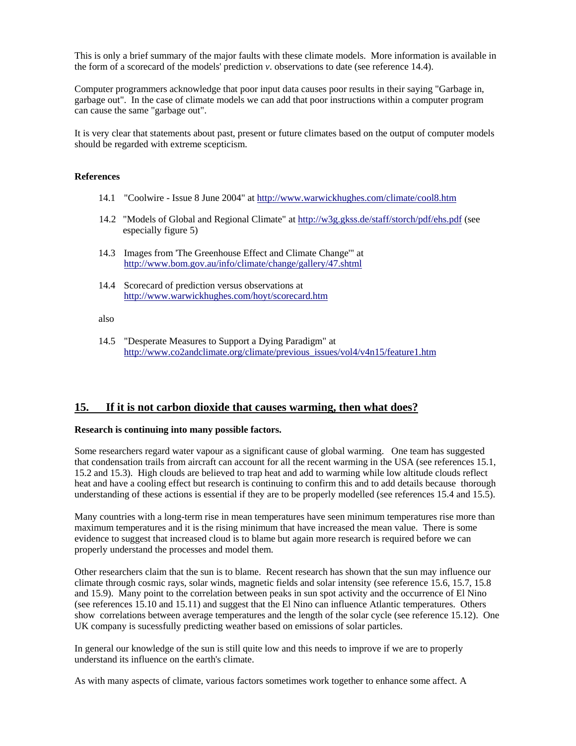This is only a brief summary of the major faults with these climate models. More information is available in the form of a scorecard of the models' prediction *v*. observations to date (see reference 14.4).

Computer programmers acknowledge that poor input data causes poor results in their saying "Garbage in, garbage out". In the case of climate models we can add that poor instructions within a computer program can cause the same "garbage out".

It is very clear that statements about past, present or future climates based on the output of computer models should be regarded with extreme scepticism.

**References**

14.1 "Coolwire - Issue 8 June 2004" at http://www.warwickhughes.com/climate/cool8.htm

14.2 "Models of Global and Regional Climate" at http://w3g.gkss.de/staff/storch/pdf/ehs.pdf (see especially figure 5)

14.3 Images from 'The Greenhouse Effect and Climate Change'" at http://www.bom.gov.au/info/climate/change/gallery/47.shtml

14.4 Scorecard of prediction versus observations at http://www.warwickhughes.com/hoyt/scorecard.htm

also

14.5 "Desperate Measures to Support a Dying Paradigm" at http://www.co2andclimate.org/climate/previous_issues/vol4/v4n15/feature1.htm

## 15. If it is not carbon dioxide that causes warming, then what does?

**Research is continuing into many possible factors.**

Some researchers regard water vapour as a significant cause of global warming. One team has suggested that condensation trails from aircraft can account for all the recent warming in the USA (see references 15.1, 15.2 and 15.3). High clouds are believed to trap heat and add to warming while low altitude clouds reflect heat and have a cooling effect but research is continuing to confirm this and to add details because thorough understanding of these actions is essential if they are to be properly modelled (see references 15.4 and 15.5).

Many countries with a long-term rise in mean temperatures have seen minimum temperatures rise more than maximum temperatures and it is the rising minimum that have increased the mean value. There is some evidence to suggest that increased cloud is to blame but again more research is required before we can properly understand the processes and model them.

Other researchers claim that the sun is to blame. Recent research has shown that the sun may influence our climate through cosmic rays, solar winds, magnetic fields and solar intensity (see reference 15.6, 15.7, 15.8 and 15.9). Many point to the correlation between peaks in sun spot activity and the occurrence of El Nino (see references 15.10 and 15.11) and suggest that the El Nino can influence Atlantic temperatures. Others show correlations between average temperatures and the length of the solar cycle (see reference 15.12). One UK company is sucessfully predicting weather based on emissions of solar particles.

In general our knowledge of the sun is still quite low and this needs to improve if we are to properly understand its influence on the earth's climate.

As with many aspects of climate, various factors sometimes work together to enhance some affect. A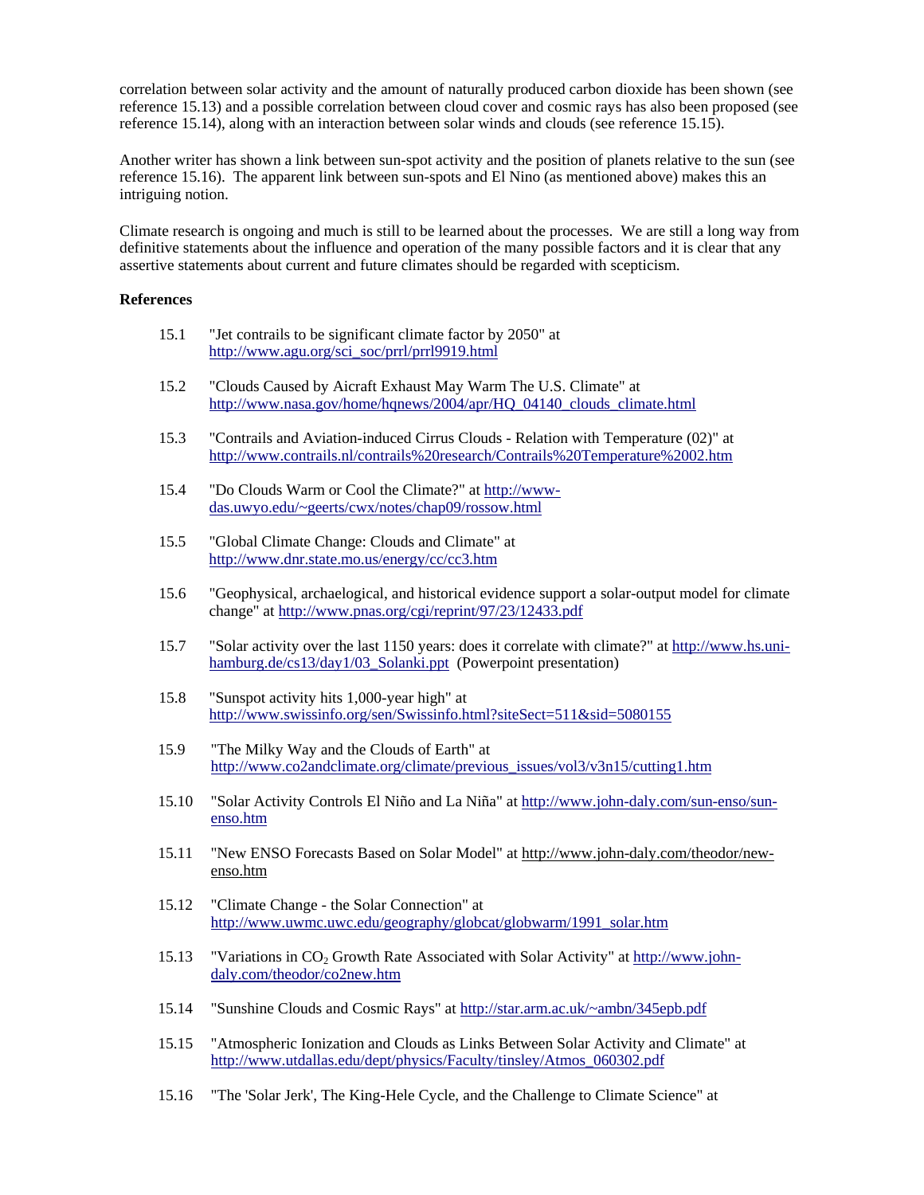correlation between solar activity and the amount of naturally produced carbon dioxide has been shown (see reference 15.13) and a possible correlation between cloud cover and cosmic rays has also been proposed (see reference 15.14), along with an interaction between solar winds and clouds (see reference 15.15).

Another writer has shown a link between sun-spot activity and the position of planets relative to the sun (see reference 15.16). The apparent link between sun-spots and El Nino (as mentioned above) makes this an intriguing notion.

Climate research is ongoing and much is still to be learned about the processes. We are still a long way from definitive statements about the influence and operation of the many possible factors and it is clear that any assertive statements about current and future climates should be regarded with scepticism.

**References**

15.1 "Jet contrails to be significant climate factor by 2050" at http://www.agu.org/sci_soc/prrl/prrl9919.html

15.2 "Clouds Caused by Aicraft Exhaust May Warm The U.S. Climate" at http://www.nasa.gov/home/hqnews/2004/apr/HQ_04140_clouds_climate.html

15.3 "Contrails and Aviation-induced Cirrus Clouds - Relation with Temperature (02)" at http://www.contrails.nl/contrails%20research/Contrails%20Temperature%2002.htm

15.4 "Do Clouds Warm or Cool the Climate?" at http://www-das.uwyo.edu/~geerts/cwx/notes/chap09/rossow.html

15.5 "Global Climate Change: Clouds and Climate" at http://www.dnr.state.mo.us/energy/cc/cc3.htm

15.6 "Geophysical, archaelogical, and historical evidence support a solar-output model for climate change" at http://www.pnas.org/cgi/reprint/97/23/12433.pdf

15.7 "Solar activity over the last 1150 years: does it correlate with climate?" at http://www.hs.uni-hamburg.de/cs13/day1/03_Solanki.ppt (Powerpoint presentation)

15.8 "Sunspot activity hits 1,000-year high" at http://www.swissinfo.org/sen/Swissinfo.html?siteSect=511&sid=5080155

15.9 "The Milky Way and the Clouds of Earth" at http://www.co2andclimate.org/climate/previous_issues/vol3/v3n15/cutting1.htm

15.10 "Solar Activity Controls El Niño and La Niña" at http://www.john-daly.com/sun-enso/sun-enso.htm

15.11 "New ENSO Forecasts Based on Solar Model" at http://www.john-daly.com/theodor/new-enso.htm

15.12 "Climate Change - the Solar Connection" at http://www.uwmc.uwc.edu/geography/globcat/globwarm/1991_solar.htm

15.13 "Variations in $CO_2$ Growth Rate Associated with Solar Activity" at http://www.john-daly.com/theodor/co2new.htm

15.14 "Sunshine Clouds and Cosmic Rays" at http://star.arm.ac.uk/~ambn/345epb.pdf

15.15 "Atmospheric Ionization and Clouds as Links Between Solar Activity and Climate" at http://www.utdallas.edu/dept/physics/Faculty/tinsley/Atmos_060302.pdf

15.16 "The 'Solar Jerk', The King-Hele Cycle, and the Challenge to Climate Science" at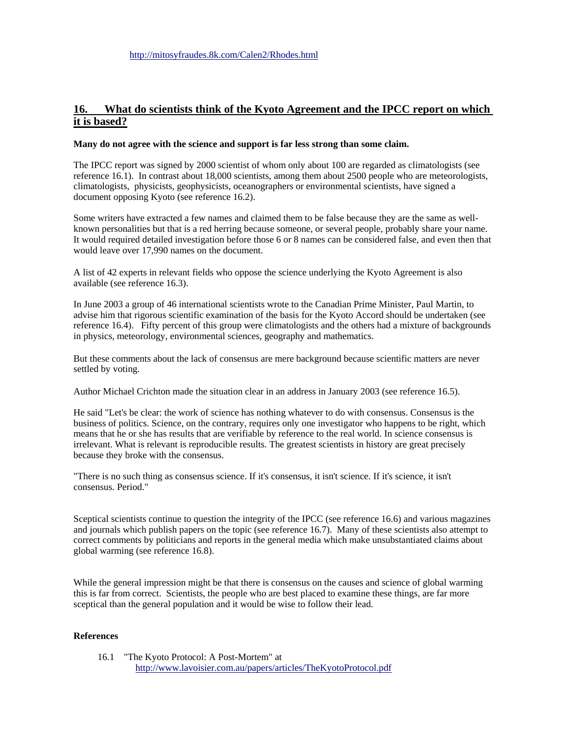http://mitosyfraudes.8k.com/Calen2/Rhodes.html

## 16. What do scientists think of the Kyoto Agreement and the IPCC report on which it is based?

**Many do not agree with the science and support is far less strong than some claim.**

The IPCC report was signed by 2000 scientist of whom only about 100 are regarded as climatologists (see reference 16.1). In contrast about 18,000 scientists, among them about 2500 people who are meteorologists, climatologists, physicists, geophysicists, oceanographers or environmental scientists, have signed a document opposing Kyoto (see reference 16.2).

Some writers have extracted a few names and claimed them to be false because they are the same as well-known personalities but that is a red herring because someone, or several people, probably share your name. It would required detailed investigation before those 6 or 8 names can be considered false, and even then that would leave over 17,990 names on the document.

A list of 42 experts in relevant fields who oppose the science underlying the Kyoto Agreement is also available (see reference 16.3).

In June 2003 a group of 46 international scientists wrote to the Canadian Prime Minister, Paul Martin, to advise him that rigorous scientific examination of the basis for the Kyoto Accord should be undertaken (see reference 16.4). Fifty percent of this group were climatologists and the others had a mixture of backgrounds in physics, meteorology, environmental sciences, geography and mathematics.

But these comments about the lack of consensus are mere background because scientific matters are never settled by voting.

Author Michael Crichton made the situation clear in an address in January 2003 (see reference 16.5).

He said "Let's be clear: the work of science has nothing whatever to do with consensus. Consensus is the business of politics. Science, on the contrary, requires only one investigator who happens to be right, which means that he or she has results that are verifiable by reference to the real world. In science consensus is irrelevant. What is relevant is reproducible results. The greatest scientists in history are great precisely because they broke with the consensus.

"There is no such thing as consensus science. If it's consensus, it isn't science. If it's science, it isn't consensus. Period."

Sceptical scientists continue to question the integrity of the IPCC (see reference 16.6) and various magazines and journals which publish papers on the topic (see reference 16.7). Many of these scientists also attempt to correct comments by politicians and reports in the general media which make unsubstantiated claims about global warming (see reference 16.8).

While the general impression might be that there is consensus on the causes and science of global warming this is far from correct. Scientists, the people who are best placed to examine these things, are far more sceptical than the general population and it would be wise to follow their lead.

**References**

16.1 "The Kyoto Protocol: A Post-Mortem" at http://www.lavoisier.com.au/papers/articles/TheKyotoProtocol.pdf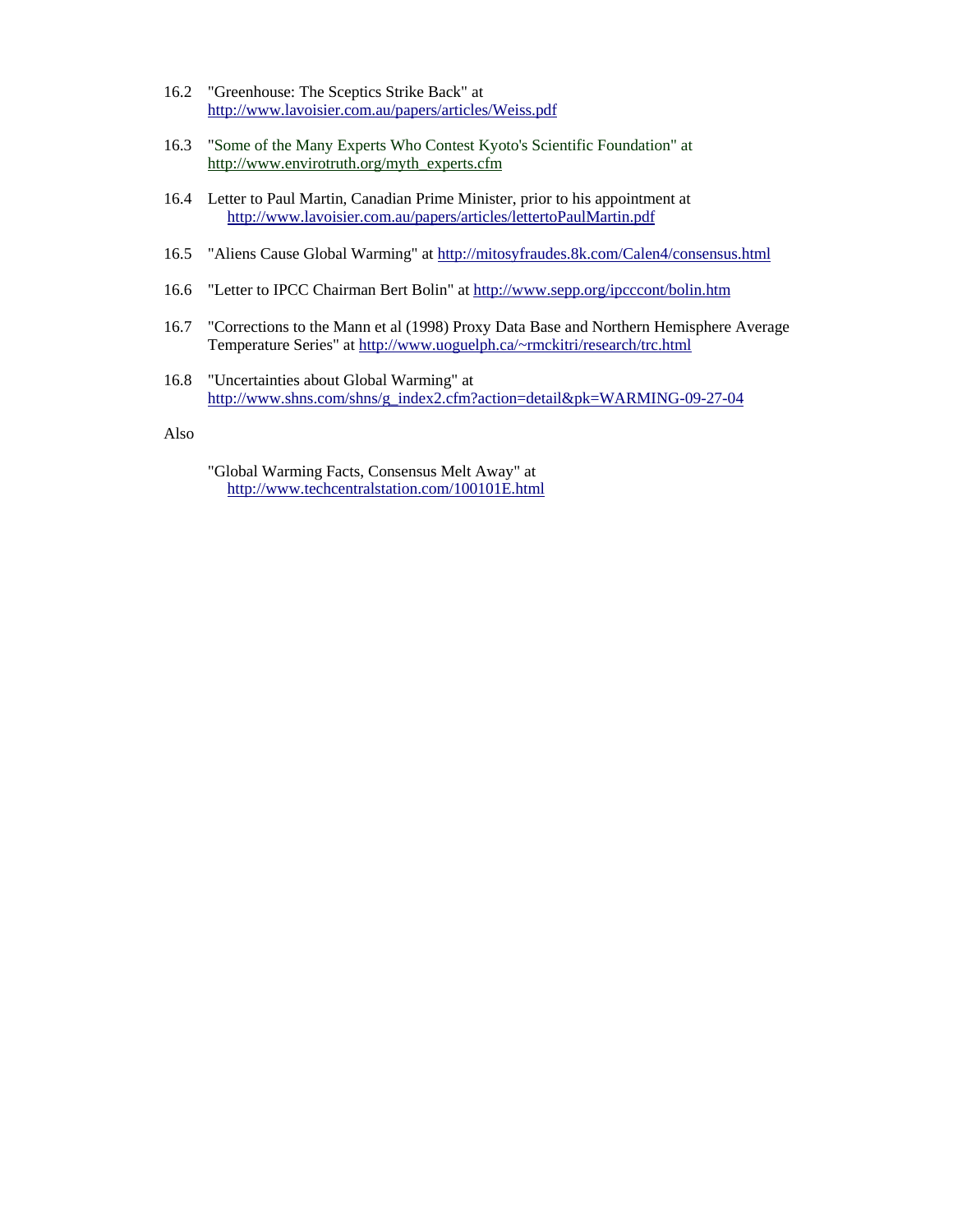16.2 "Greenhouse: The Sceptics Strike Back" at http://www.lavoisier.com.au/papers/articles/Weiss.pdf

16.3 "Some of the Many Experts Who Contest Kyoto's Scientific Foundation" at http://www.envirotruth.org/myth_experts.cfm

16.4 Letter to Paul Martin, Canadian Prime Minister, prior to his appointment at http://www.lavoisier.com.au/papers/articles/lettertoPaulMartin.pdf

16.5 "Aliens Cause Global Warming" at http://mitosyfraudes.8k.com/Calen4/consensus.html

16.6 "Letter to IPCC Chairman Bert Bolin" at http://www.sepp.org/ipcccont/bolin.htm

16.7 "Corrections to the Mann et al (1998) Proxy Data Base and Northern Hemisphere Average Temperature Series" at http://www.uoguelph.ca/~rmckitri/research/trc.html

16.8 "Uncertainties about Global Warming" at http://www.shns.com/shns/g_index2.cfm?action=detail&pk=WARMING-09-27-04

Also

"Global Warming Facts, Consensus Melt Away" at http://www.techcentralstation.com/100101E.html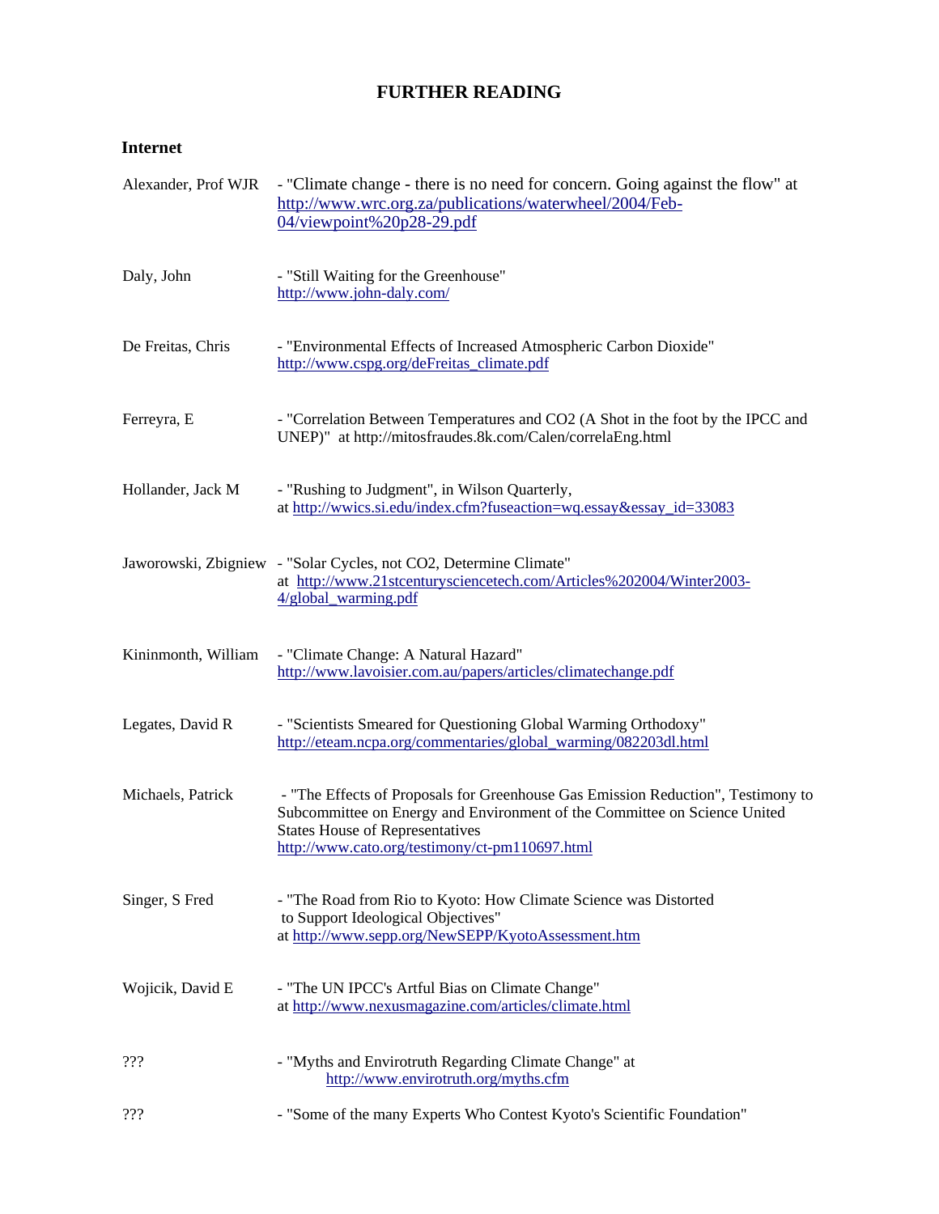# FURTHER READING

## Internet

Alexander, Prof WJR - "Climate change - there is no need for concern. Going against the flow" at http://www.wrc.org.za/publications/waterwheel/2004/Feb-04/viewpoint%20p28-29.pdf

Daly, John - "Still Waiting for the Greenhouse" http://www.john-daly.com/

De Freitas, Chris - "Environmental Effects of Increased Atmospheric Carbon Dioxide" http://www.cspg.org/deFreitas_climate.pdf

Ferreyra, E - "Correlation Between Temperatures and CO2 (A Shot in the foot by the IPCC and UNEP)" at http://mitosfraudes.8k.com/Calen/correlaEng.html

Hollander, Jack M - "Rushing to Judgment", in Wilson Quarterly, at http://wwics.si.edu/index.cfm?fuseaction=wq.essay&essay_id=33083

Jaworowski, Zbigniew - "Solar Cycles, not CO2, Determine Climate" at http://www.21stcenturysciencetech.com/Articles%202004/Winter2003-4/global_warming.pdf

Kininmonth, William - "Climate Change: A Natural Hazard" http://www.lavoisier.com.au/papers/articles/climatechange.pdf

Legates, David R - "Scientists Smeared for Questioning Global Warming Orthodoxy" http://eteam.ncpa.org/commentaries/global_warming/082203dl.html

Michaels, Patrick - "The Effects of Proposals for Greenhouse Gas Emission Reduction", Testimony to Subcommittee on Energy and Environment of the Committee on Science United States House of Representatives http://www.cato.org/testimony/ct-pm110697.html

Singer, S Fred - "The Road from Rio to Kyoto: How Climate Science was Distorted to Support Ideological Objectives" at http://www.sepp.org/NewSEPP/KyotoAssessment.htm

Wojicik, David E - "The UN IPCC's Artful Bias on Climate Change" at http://www.nexusmagazine.com/articles/climate.html

??? - "Myths and Envirotruth Regarding Climate Change" at http://www.envirotruth.org/myths.cfm

??? - "Some of the many Experts Who Contest Kyoto's Scientific Foundation"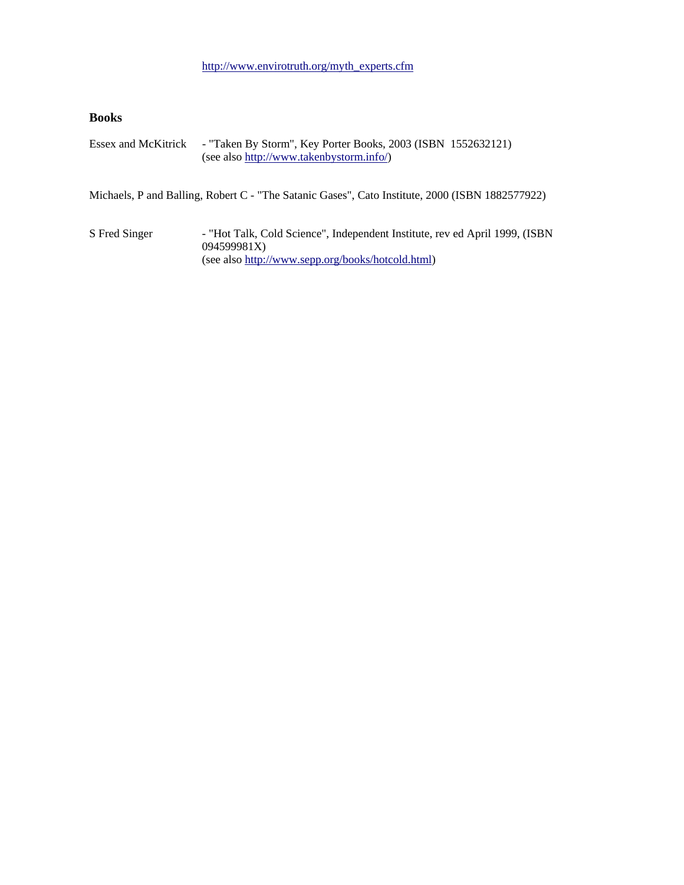http://www.envirotruth.org/myth_experts.cfm

## Books

Essex and McKitrick - "Taken By Storm", Key Porter Books, 2003 (ISBN 1552632121)
(see also http://www.takenbystorm.info/)

Michaels, P and Balling, Robert C - "The Satanic Gases", Cato Institute, 2000 (ISBN 1882577922)

S Fred Singer - "Hot Talk, Cold Science", Independent Institute, rev ed April 1999, (ISBN 094599981X)
(see also http://www.sepp.org/books/hotcold.html)